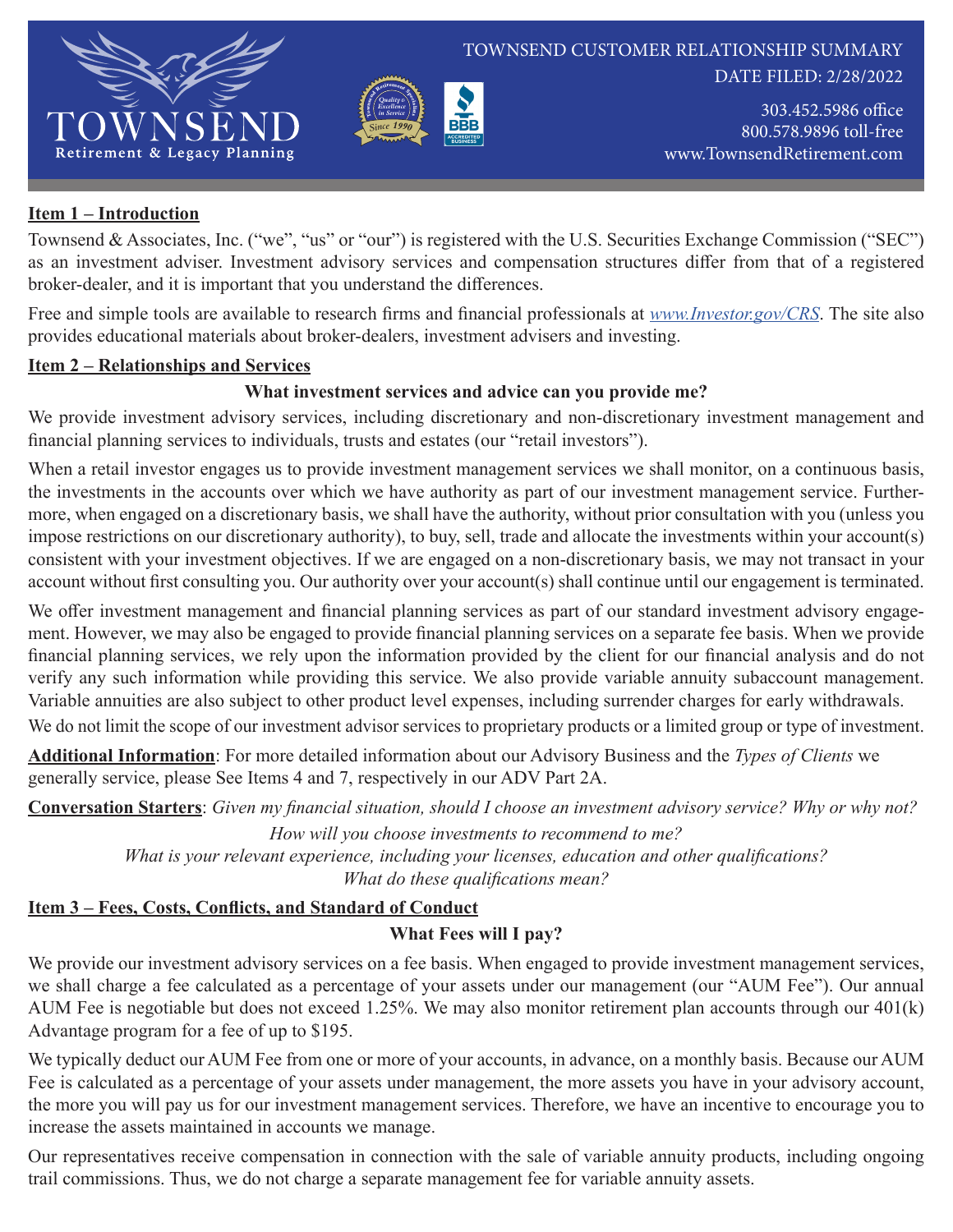# TOWNSEND Retirement & Legacy Planning

TOWNSEND CUSTOMER RELATIONSHIP SUMMARY
DATE FILED: 2/28/2022

303.452.5986 office
800.578.9896 toll-free
www.TownsendRetirement.com

**Item 1 – Introduction**

Townsend & Associates, Inc. ("we", "us" or "our") is registered with the U.S. Securities Exchange Commission ("SEC") as an investment adviser. Investment advisory services and compensation structures differ from that of a registered broker-dealer, and it is important that you understand the differences.

Free and simple tools are available to research firms and financial professionals at *www.Investor.gov/CRS*. The site also provides educational materials about broker-dealers, investment advisers and investing.

**Item 2 – Relationships and Services**

**What investment services and advice can you provide me?**

We provide investment advisory services, including discretionary and non-discretionary investment management and financial planning services to individuals, trusts and estates (our "retail investors").

When a retail investor engages us to provide investment management services we shall monitor, on a continuous basis, the investments in the accounts over which we have authority as part of our investment management service. Furthermore, when engaged on a discretionary basis, we shall have the authority, without prior consultation with you (unless you impose restrictions on our discretionary authority), to buy, sell, trade and allocate the investments within your account(s) consistent with your investment objectives. If we are engaged on a non-discretionary basis, we may not transact in your account without first consulting you. Our authority over your account(s) shall continue until our engagement is terminated.

We offer investment management and financial planning services as part of our standard investment advisory engagement. However, we may also be engaged to provide financial planning services on a separate fee basis. When we provide financial planning services, we rely upon the information provided by the client for our financial analysis and do not verify any such information while providing this service. We also provide variable annuity subaccount management. Variable annuities are also subject to other product level expenses, including surrender charges for early withdrawals.

We do not limit the scope of our investment advisor services to proprietary products or a limited group or type of investment.

**Additional Information**: For more detailed information about our Advisory Business and the *Types of Clients* we generally service, please See Items 4 and 7, respectively in our ADV Part 2A.

**Conversation Starters**: *Given my financial situation, should I choose an investment advisory service? Why or why not?*
*How will you choose investments to recommend to me?*
*What is your relevant experience, including your licenses, education and other qualifications?*
*What do these qualifications mean?*

**Item 3 – Fees, Costs, Conflicts, and Standard of Conduct**

**What Fees will I pay?**

We provide our investment advisory services on a fee basis. When engaged to provide investment management services, we shall charge a fee calculated as a percentage of your assets under our management (our "AUM Fee"). Our annual AUM Fee is negotiable but does not exceed 1.25%. We may also monitor retirement plan accounts through our 401(k) Advantage program for a fee of up to $195.

We typically deduct our AUM Fee from one or more of your accounts, in advance, on a monthly basis. Because our AUM Fee is calculated as a percentage of your assets under management, the more assets you have in your advisory account, the more you will pay us for our investment management services. Therefore, we have an incentive to encourage you to increase the assets maintained in accounts we manage.

Our representatives receive compensation in connection with the sale of variable annuity products, including ongoing trail commissions. Thus, we do not charge a separate management fee for variable annuity assets.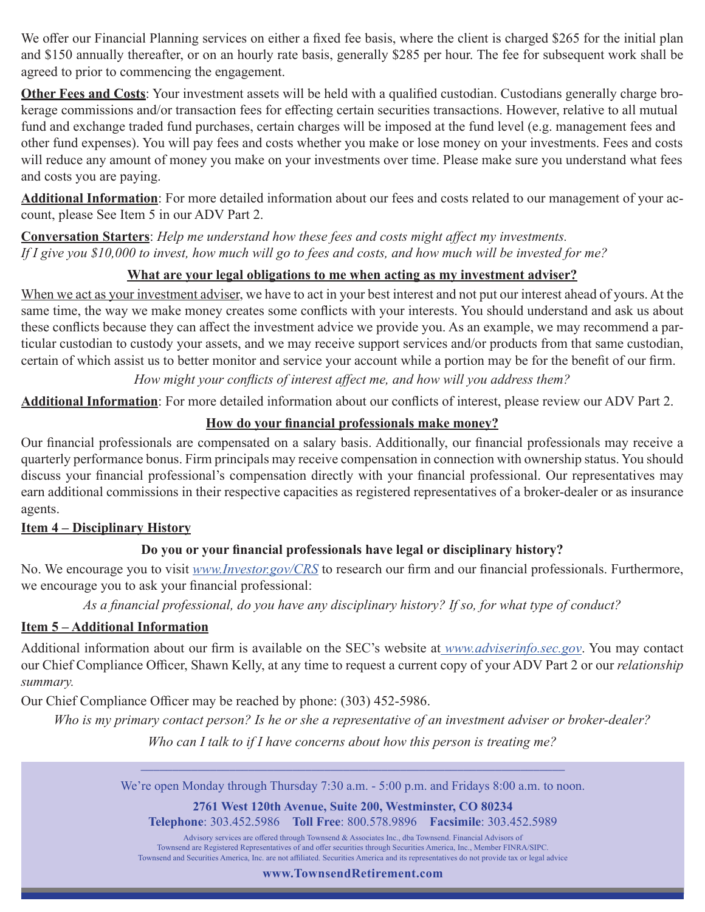We offer our Financial Planning services on either a fixed fee basis, where the client is charged $265 for the initial plan and $150 annually thereafter, or on an hourly rate basis, generally $285 per hour. The fee for subsequent work shall be agreed to prior to commencing the engagement.

**Other Fees and Costs**: Your investment assets will be held with a qualified custodian. Custodians generally charge brokerage commissions and/or transaction fees for effecting certain securities transactions. However, relative to all mutual fund and exchange traded fund purchases, certain charges will be imposed at the fund level (e.g. management fees and other fund expenses). You will pay fees and costs whether you make or lose money on your investments. Fees and costs will reduce any amount of money you make on your investments over time. Please make sure you understand what fees and costs you are paying.

**Additional Information**: For more detailed information about our fees and costs related to our management of your account, please See Item 5 in our ADV Part 2.

**Conversation Starters**: *Help me understand how these fees and costs might affect my investments.*
*If I give you $10,000 to invest, how much will go to fees and costs, and how much will be invested for me?*

### What are your legal obligations to me when acting as my investment adviser?

When we act as your investment adviser, we have to act in your best interest and not put our interest ahead of yours. At the same time, the way we make money creates some conflicts with your interests. You should understand and ask us about these conflicts because they can affect the investment advice we provide you. As an example, we may recommend a particular custodian to custody your assets, and we may receive support services and/or products from that same custodian, certain of which assist us to better monitor and service your account while a portion may be for the benefit of our firm.

*How might your conflicts of interest affect me, and how will you address them?*

**Additional Information**: For more detailed information about our conflicts of interest, please review our ADV Part 2.

### How do your financial professionals make money?

Our financial professionals are compensated on a salary basis. Additionally, our financial professionals may receive a quarterly performance bonus. Firm principals may receive compensation in connection with ownership status. You should discuss your financial professional's compensation directly with your financial professional. Our representatives may earn additional commissions in their respective capacities as registered representatives of a broker-dealer or as insurance agents.

## Item 4 – Disciplinary History

### Do you or your financial professionals have legal or disciplinary history?

No. We encourage you to visit *www.Investor.gov/CRS* to research our firm and our financial professionals. Furthermore, we encourage you to ask your financial professional:

*As a financial professional, do you have any disciplinary history? If so, for what type of conduct?*

## Item 5 – Additional Information

Additional information about our firm is available on the SEC's website at *www.adviserinfo.sec.gov*. You may contact our Chief Compliance Officer, Shawn Kelly, at any time to request a current copy of your ADV Part 2 or our *relationship summary.*

Our Chief Compliance Officer may be reached by phone: (303) 452-5986.

*Who is my primary contact person? Is he or she a representative of an investment adviser or broker-dealer?*

*Who can I talk to if I have concerns about how this person is treating me?*

---

We're open Monday through Thursday 7:30 a.m. - 5:00 p.m. and Fridays 8:00 a.m. to noon.

**2761 West 120th Avenue, Suite 200, Westminster, CO 80234**
**Telephone**: 303.452.5986 **Toll Free**: 800.578.9896 **Facsimile**: 303.452.5989

Advisory services are offered through Townsend & Associates Inc., dba Townsend. Financial Advisors of Townsend are Registered Representatives of and offer securities through Securities America, Inc., Member FINRA/SIPC. Townsend and Securities America, Inc. are not affiliated. Securities America and its representatives do not provide tax or legal advice

**www.TownsendRetirement.com**